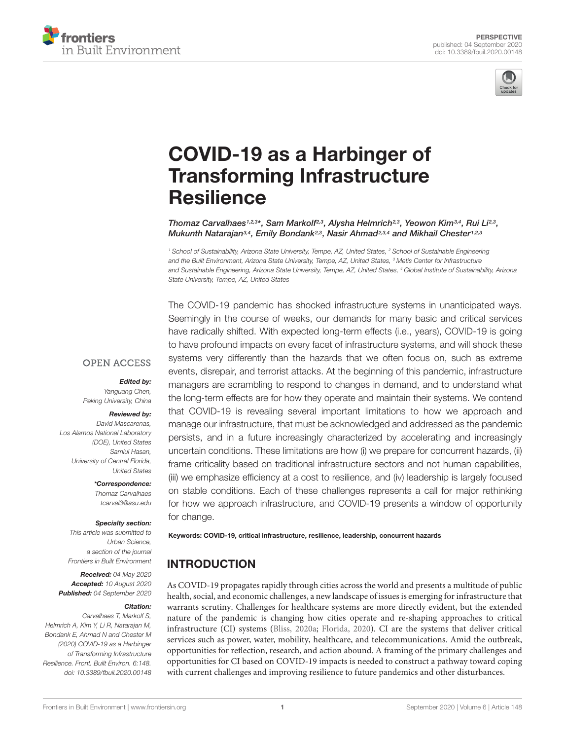PERSPECTIVE
published: 04 September 2020
doi: 10.3389/fbuil.2020.00148

# COVID-19 as a Harbinger of Transforming Infrastructure Resilience

*Thomaz Carvalhaes[1,2,3]\*, Sam Markolf[2,3], Alysha Helmrich[2,3], Yeowon Kim[3,4], Rui Li[2,3], Mukunth Natarajan[3,4], Emily Bondank[2,3], Nasir Ahmad[2,3,4] and Mikhail Chester[1,2,3]*

[1] School of Sustainability, Arizona State University, Tempe, AZ, United States, [2] School of Sustainable Engineering and the Built Environment, Arizona State University, Tempe, AZ, United States, [3] Metis Center for Infrastructure and Sustainable Engineering, Arizona State University, Tempe, AZ, United States, [4] Global Institute of Sustainability, Arizona State University, Tempe, AZ, United States

OPEN ACCESS

***Edited by:***
Yanguang Chen,
Peking University, China

***Reviewed by:***
David Mascarenas,
Los Alamos National Laboratory (DOE), United States
Samiul Hasan,
University of Central Florida, United States

***\*Correspondence:***
Thomaz Carvalhaes
tcarval3@asu.edu

***Specialty section:***
This article was submitted to Urban Science, a section of the journal Frontiers in Built Environment

***Received:*** 04 May 2020
***Accepted:*** 10 August 2020
***Published:*** 04 September 2020

***Citation:***
Carvalhaes T, Markolf S, Helmrich A, Kim Y, Li R, Natarajan M, Bondank E, Ahmad N and Chester M (2020) COVID-19 as a Harbinger of Transforming Infrastructure Resilience. Front. Built Environ. 6:148. doi: 10.3389/fbuil.2020.00148

The COVID-19 pandemic has shocked infrastructure systems in unanticipated ways. Seemingly in the course of weeks, our demands for many basic and critical services have radically shifted. With expected long-term effects (i.e., years), COVID-19 is going to have profound impacts on every facet of infrastructure systems, and will shock these systems very differently than the hazards that we often focus on, such as extreme events, disrepair, and terrorist attacks. At the beginning of this pandemic, infrastructure managers are scrambling to respond to changes in demand, and to understand what the long-term effects are for how they operate and maintain their systems. We contend that COVID-19 is revealing several important limitations to how we approach and manage our infrastructure, that must be acknowledged and addressed as the pandemic persists, and in a future increasingly characterized by accelerating and increasingly uncertain conditions. These limitations are how (i) we prepare for concurrent hazards, (ii) frame criticality based on traditional infrastructure sectors and not human capabilities, (iii) we emphasize efficiency at a cost to resilience, and (iv) leadership is largely focused on stable conditions. Each of these challenges represents a call for major rethinking for how we approach infrastructure, and COVID-19 presents a window of opportunity for change.

**Keywords: COVID-19, critical infrastructure, resilience, leadership, concurrent hazards**

## INTRODUCTION

As COVID-19 propagates rapidly through cities across the world and presents a multitude of public health, social, and economic challenges, a new landscape of issues is emerging for infrastructure that warrants scrutiny. Challenges for healthcare systems are more directly evident, but the extended nature of the pandemic is changing how cities operate and re-shaping approaches to critical infrastructure (CI) systems (Bliss, 2020a; Florida, 2020). CI are the systems that deliver critical services such as power, water, mobility, healthcare, and telecommunications. Amid the outbreak, opportunities for reflection, research, and action abound. A framing of the primary challenges and opportunities for CI based on COVID-19 impacts is needed to construct a pathway toward coping with current challenges and improving resilience to future pandemics and other disturbances.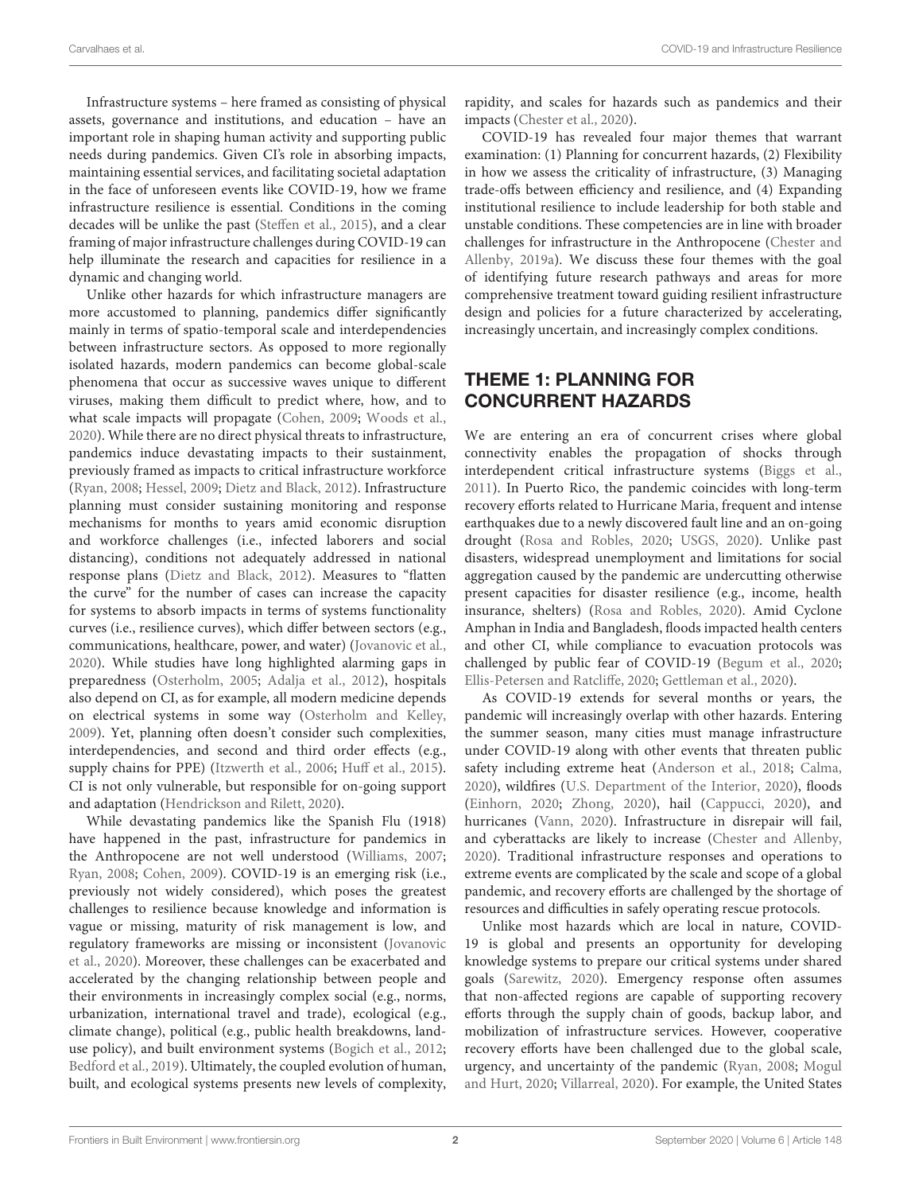Infrastructure systems – here framed as consisting of physical assets, governance and institutions, and education – have an important role in shaping human activity and supporting public needs during pandemics. Given CI's role in absorbing impacts, maintaining essential services, and facilitating societal adaptation in the face of unforeseen events like COVID-19, how we frame infrastructure resilience is essential. Conditions in the coming decades will be unlike the past (Steffen et al., 2015), and a clear framing of major infrastructure challenges during COVID-19 can help illuminate the research and capacities for resilience in a dynamic and changing world.

Unlike other hazards for which infrastructure managers are more accustomed to planning, pandemics differ significantly mainly in terms of spatio-temporal scale and interdependencies between infrastructure sectors. As opposed to more regionally isolated hazards, modern pandemics can become global-scale phenomena that occur as successive waves unique to different viruses, making them difficult to predict where, how, and to what scale impacts will propagate (Cohen, 2009; Woods et al., 2020). While there are no direct physical threats to infrastructure, pandemics induce devastating impacts to their sustainment, previously framed as impacts to critical infrastructure workforce (Ryan, 2008; Hessel, 2009; Dietz and Black, 2012). Infrastructure planning must consider sustaining monitoring and response mechanisms for months to years amid economic disruption and workforce challenges (i.e., infected laborers and social distancing), conditions not adequately addressed in national response plans (Dietz and Black, 2012). Measures to "flatten the curve" for the number of cases can increase the capacity for systems to absorb impacts in terms of systems functionality curves (i.e., resilience curves), which differ between sectors (e.g., communications, healthcare, power, and water) (Jovanovic et al., 2020). While studies have long highlighted alarming gaps in preparedness (Osterholm, 2005; Adalja et al., 2012), hospitals also depend on CI, as for example, all modern medicine depends on electrical systems in some way (Osterholm and Kelley, 2009). Yet, planning often doesn't consider such complexities, interdependencies, and second and third order effects (e.g., supply chains for PPE) (Itzwerth et al., 2006; Huff et al., 2015). CI is not only vulnerable, but responsible for on-going support and adaptation (Hendrickson and Rilett, 2020).

While devastating pandemics like the Spanish Flu (1918) have happened in the past, infrastructure for pandemics in the Anthropocene are not well understood (Williams, 2007; Ryan, 2008; Cohen, 2009). COVID-19 is an emerging risk (i.e., previously not widely considered), which poses the greatest challenges to resilience because knowledge and information is vague or missing, maturity of risk management is low, and regulatory frameworks are missing or inconsistent (Jovanovic et al., 2020). Moreover, these challenges can be exacerbated and accelerated by the changing relationship between people and their environments in increasingly complex social (e.g., norms, urbanization, international travel and trade), ecological (e.g., climate change), political (e.g., public health breakdowns, land-use policy), and built environment systems (Bogich et al., 2012; Bedford et al., 2019). Ultimately, the coupled evolution of human, built, and ecological systems presents new levels of complexity, rapidity, and scales for hazards such as pandemics and their impacts (Chester et al., 2020).

COVID-19 has revealed four major themes that warrant examination: (1) Planning for concurrent hazards, (2) Flexibility in how we assess the criticality of infrastructure, (3) Managing trade-offs between efficiency and resilience, and (4) Expanding institutional resilience to include leadership for both stable and unstable conditions. These competencies are in line with broader challenges for infrastructure in the Anthropocene (Chester and Allenby, 2019a). We discuss these four themes with the goal of identifying future research pathways and areas for more comprehensive treatment toward guiding resilient infrastructure design and policies for a future characterized by accelerating, increasingly uncertain, and increasingly complex conditions.

## THEME 1: PLANNING FOR CONCURRENT HAZARDS

We are entering an era of concurrent crises where global connectivity enables the propagation of shocks through interdependent critical infrastructure systems (Biggs et al., 2011). In Puerto Rico, the pandemic coincides with long-term recovery efforts related to Hurricane Maria, frequent and intense earthquakes due to a newly discovered fault line and an on-going drought (Rosa and Robles, 2020; USGS, 2020). Unlike past disasters, widespread unemployment and limitations for social aggregation caused by the pandemic are undercutting otherwise present capacities for disaster resilience (e.g., income, health insurance, shelters) (Rosa and Robles, 2020). Amid Cyclone Amphan in India and Bangladesh, floods impacted health centers and other CI, while compliance to evacuation protocols was challenged by public fear of COVID-19 (Begum et al., 2020; Ellis-Petersen and Ratcliffe, 2020; Gettleman et al., 2020).

As COVID-19 extends for several months or years, the pandemic will increasingly overlap with other hazards. Entering the summer season, many cities must manage infrastructure under COVID-19 along with other events that threaten public safety including extreme heat (Anderson et al., 2018; Calma, 2020), wildfires (U.S. Department of the Interior, 2020), floods (Einhorn, 2020; Zhong, 2020), hail (Cappucci, 2020), and hurricanes (Vann, 2020). Infrastructure in disrepair will fail, and cyberattacks are likely to increase (Chester and Allenby, 2020). Traditional infrastructure responses and operations to extreme events are complicated by the scale and scope of a global pandemic, and recovery efforts are challenged by the shortage of resources and difficulties in safely operating rescue protocols.

Unlike most hazards which are local in nature, COVID-19 is global and presents an opportunity for developing knowledge systems to prepare our critical systems under shared goals (Sarewitz, 2020). Emergency response often assumes that non-affected regions are capable of supporting recovery efforts through the supply chain of goods, backup labor, and mobilization of infrastructure services. However, cooperative recovery efforts have been challenged due to the global scale, urgency, and uncertainty of the pandemic (Ryan, 2008; Mogul and Hurt, 2020; Villarreal, 2020). For example, the United States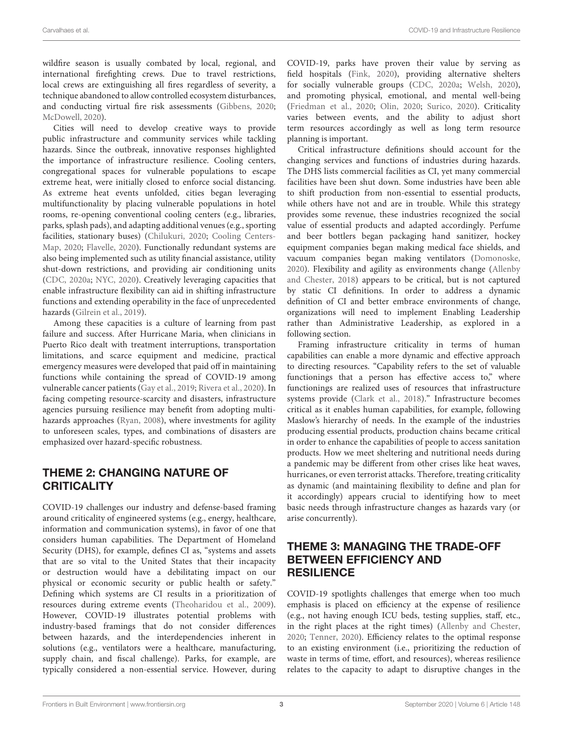wildfire season is usually combated by local, regional, and international firefighting crews. Due to travel restrictions, local crews are extinguishing all fires regardless of severity, a technique abandoned to allow controlled ecosystem disturbances, and conducting virtual fire risk assessments (Gibbens, 2020; McDowell, 2020).

Cities will need to develop creative ways to provide public infrastructure and community services while tackling hazards. Since the outbreak, innovative responses highlighted the importance of infrastructure resilience. Cooling centers, congregational spaces for vulnerable populations to escape extreme heat, were initially closed to enforce social distancing. As extreme heat events unfolded, cities began leveraging multifunctionality by placing vulnerable populations in hotel rooms, re-opening conventional cooling centers (e.g., libraries, parks, splash pads), and adapting additional venues (e.g., sporting facilities, stationary buses) (Chilukuri, 2020; Cooling Centers-Map, 2020; Flavelle, 2020). Functionally redundant systems are also being implemented such as utility financial assistance, utility shut-down restrictions, and providing air conditioning units (CDC, 2020a; NYC, 2020). Creatively leveraging capacities that enable infrastructure flexibility can aid in shifting infrastructure functions and extending operability in the face of unprecedented hazards (Gilrein et al., 2019).

Among these capacities is a culture of learning from past failure and success. After Hurricane Maria, when clinicians in Puerto Rico dealt with treatment interruptions, transportation limitations, and scarce equipment and medicine, practical emergency measures were developed that paid off in maintaining functions while containing the spread of COVID-19 among vulnerable cancer patients (Gay et al., 2019; Rivera et al., 2020). In facing competing resource-scarcity and disasters, infrastructure agencies pursuing resilience may benefit from adopting multi-hazards approaches (Ryan, 2008), where investments for agility to unforeseen scales, types, and combinations of disasters are emphasized over hazard-specific robustness.

## THEME 2: CHANGING NATURE OF CRITICALITY

COVID-19 challenges our industry and defense-based framing around criticality of engineered systems (e.g., energy, healthcare, information and communication systems), in favor of one that considers human capabilities. The Department of Homeland Security (DHS), for example, defines CI as, "systems and assets that are so vital to the United States that their incapacity or destruction would have a debilitating impact on our physical or economic security or public health or safety." Defining which systems are CI results in a prioritization of resources during extreme events (Theoharidou et al., 2009). However, COVID-19 illustrates potential problems with industry-based framings that do not consider differences between hazards, and the interdependencies inherent in solutions (e.g., ventilators were a healthcare, manufacturing, supply chain, and fiscal challenge). Parks, for example, are typically considered a non-essential service. However, during COVID-19, parks have proven their value by serving as field hospitals (Fink, 2020), providing alternative shelters for socially vulnerable groups (CDC, 2020a; Welsh, 2020), and promoting physical, emotional, and mental well-being (Friedman et al., 2020; Olin, 2020; Surico, 2020). Criticality varies between events, and the ability to adjust short term resources accordingly as well as long term resource planning is important.

Critical infrastructure definitions should account for the changing services and functions of industries during hazards. The DHS lists commercial facilities as CI, yet many commercial facilities have been shut down. Some industries have been able to shift production from non-essential to essential products, while others have not and are in trouble. While this strategy provides some revenue, these industries recognized the social value of essential products and adapted accordingly. Perfume and beer bottlers began packaging hand sanitizer, hockey equipment companies began making medical face shields, and vacuum companies began making ventilators (Domonoske, 2020). Flexibility and agility as environments change (Allenby and Chester, 2018) appears to be critical, but is not captured by static CI definitions. In order to address a dynamic definition of CI and better embrace environments of change, organizations will need to implement Enabling Leadership rather than Administrative Leadership, as explored in a following section.

Framing infrastructure criticality in terms of human capabilities can enable a more dynamic and effective approach to directing resources. "Capability refers to the set of valuable functionings that a person has effective access to," where functionings are realized uses of resources that infrastructure systems provide (Clark et al., 2018)." Infrastructure becomes critical as it enables human capabilities, for example, following Maslow's hierarchy of needs. In the example of the industries producing essential products, production chains became critical in order to enhance the capabilities of people to access sanitation products. How we meet sheltering and nutritional needs during a pandemic may be different from other crises like heat waves, hurricanes, or even terrorist attacks. Therefore, treating criticality as dynamic (and maintaining flexibility to define and plan for it accordingly) appears crucial to identifying how to meet basic needs through infrastructure changes as hazards vary (or arise concurrently).

## THEME 3: MANAGING THE TRADE-OFF BETWEEN EFFICIENCY AND RESILIENCE

COVID-19 spotlights challenges that emerge when too much emphasis is placed on efficiency at the expense of resilience (e.g., not having enough ICU beds, testing supplies, staff, etc., in the right places at the right times) (Allenby and Chester, 2020; Tenner, 2020). Efficiency relates to the optimal response to an existing environment (i.e., prioritizing the reduction of waste in terms of time, effort, and resources), whereas resilience relates to the capacity to adapt to disruptive changes in the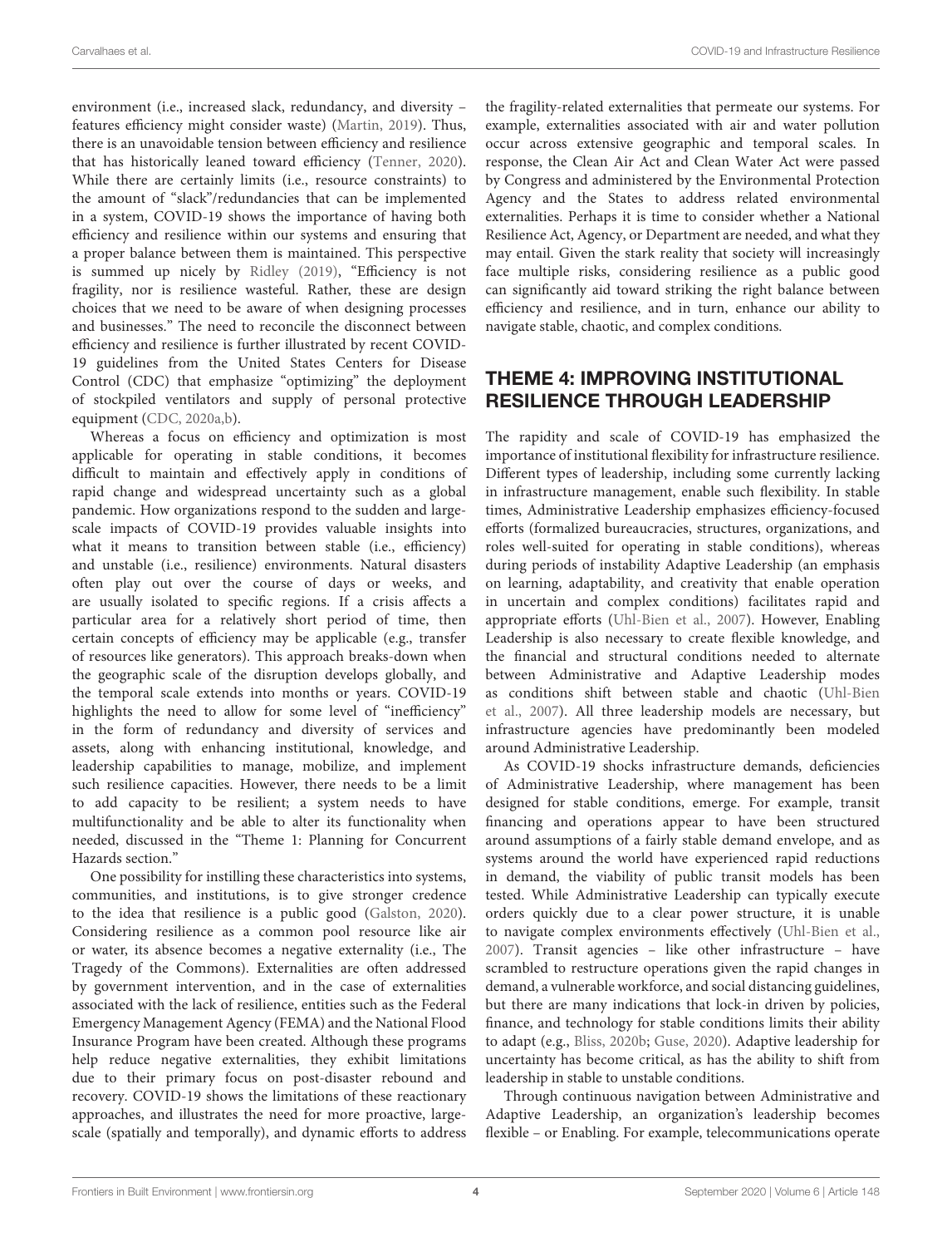environment (i.e., increased slack, redundancy, and diversity – features efficiency might consider waste) (Martin, 2019). Thus, there is an unavoidable tension between efficiency and resilience that has historically leaned toward efficiency (Tenner, 2020). While there are certainly limits (i.e., resource constraints) to the amount of "slack"/redundancies that can be implemented in a system, COVID-19 shows the importance of having both efficiency and resilience within our systems and ensuring that a proper balance between them is maintained. This perspective is summed up nicely by Ridley (2019), "Efficiency is not fragility, nor is resilience wasteful. Rather, these are design choices that we need to be aware of when designing processes and businesses." The need to reconcile the disconnect between efficiency and resilience is further illustrated by recent COVID-19 guidelines from the United States Centers for Disease Control (CDC) that emphasize "optimizing" the deployment of stockpiled ventilators and supply of personal protective equipment (CDC, 2020a,b).

Whereas a focus on efficiency and optimization is most applicable for operating in stable conditions, it becomes difficult to maintain and effectively apply in conditions of rapid change and widespread uncertainty such as a global pandemic. How organizations respond to the sudden and large-scale impacts of COVID-19 provides valuable insights into what it means to transition between stable (i.e., efficiency) and unstable (i.e., resilience) environments. Natural disasters often play out over the course of days or weeks, and are usually isolated to specific regions. If a crisis affects a particular area for a relatively short period of time, then certain concepts of efficiency may be applicable (e.g., transfer of resources like generators). This approach breaks-down when the geographic scale of the disruption develops globally, and the temporal scale extends into months or years. COVID-19 highlights the need to allow for some level of "inefficiency" in the form of redundancy and diversity of services and assets, along with enhancing institutional, knowledge, and leadership capabilities to manage, mobilize, and implement such resilience capacities. However, there needs to be a limit to add capacity to be resilient; a system needs to have multifunctionality and be able to alter its functionality when needed, discussed in the "Theme 1: Planning for Concurrent Hazards section."

One possibility for instilling these characteristics into systems, communities, and institutions, is to give stronger credence to the idea that resilience is a public good (Galston, 2020). Considering resilience as a common pool resource like air or water, its absence becomes a negative externality (i.e., The Tragedy of the Commons). Externalities are often addressed by government intervention, and in the case of externalities associated with the lack of resilience, entities such as the Federal Emergency Management Agency (FEMA) and the National Flood Insurance Program have been created. Although these programs help reduce negative externalities, they exhibit limitations due to their primary focus on post-disaster rebound and recovery. COVID-19 shows the limitations of these reactionary approaches, and illustrates the need for more proactive, large-scale (spatially and temporally), and dynamic efforts to address the fragility-related externalities that permeate our systems. For example, externalities associated with air and water pollution occur across extensive geographic and temporal scales. In response, the Clean Air Act and Clean Water Act were passed by Congress and administered by the Environmental Protection Agency and the States to address related environmental externalities. Perhaps it is time to consider whether a National Resilience Act, Agency, or Department are needed, and what they may entail. Given the stark reality that society will increasingly face multiple risks, considering resilience as a public good can significantly aid toward striking the right balance between efficiency and resilience, and in turn, enhance our ability to navigate stable, chaotic, and complex conditions.

## THEME 4: IMPROVING INSTITUTIONAL RESILIENCE THROUGH LEADERSHIP

The rapidity and scale of COVID-19 has emphasized the importance of institutional flexibility for infrastructure resilience. Different types of leadership, including some currently lacking in infrastructure management, enable such flexibility. In stable times, Administrative Leadership emphasizes efficiency-focused efforts (formalized bureaucracies, structures, organizations, and roles well-suited for operating in stable conditions), whereas during periods of instability Adaptive Leadership (an emphasis on learning, adaptability, and creativity that enable operation in uncertain and complex conditions) facilitates rapid and appropriate efforts (Uhl-Bien et al., 2007). However, Enabling Leadership is also necessary to create flexible knowledge, and the financial and structural conditions needed to alternate between Administrative and Adaptive Leadership modes as conditions shift between stable and chaotic (Uhl-Bien et al., 2007). All three leadership models are necessary, but infrastructure agencies have predominantly been modeled around Administrative Leadership.

As COVID-19 shocks infrastructure demands, deficiencies of Administrative Leadership, where management has been designed for stable conditions, emerge. For example, transit financing and operations appear to have been structured around assumptions of a fairly stable demand envelope, and as systems around the world have experienced rapid reductions in demand, the viability of public transit models has been tested. While Administrative Leadership can typically execute orders quickly due to a clear power structure, it is unable to navigate complex environments effectively (Uhl-Bien et al., 2007). Transit agencies – like other infrastructure – have scrambled to restructure operations given the rapid changes in demand, a vulnerable workforce, and social distancing guidelines, but there are many indications that lock-in driven by policies, finance, and technology for stable conditions limits their ability to adapt (e.g., Bliss, 2020b; Guse, 2020). Adaptive leadership for uncertainty has become critical, as has the ability to shift from leadership in stable to unstable conditions.

Through continuous navigation between Administrative and Adaptive Leadership, an organization's leadership becomes flexible – or Enabling. For example, telecommunications operate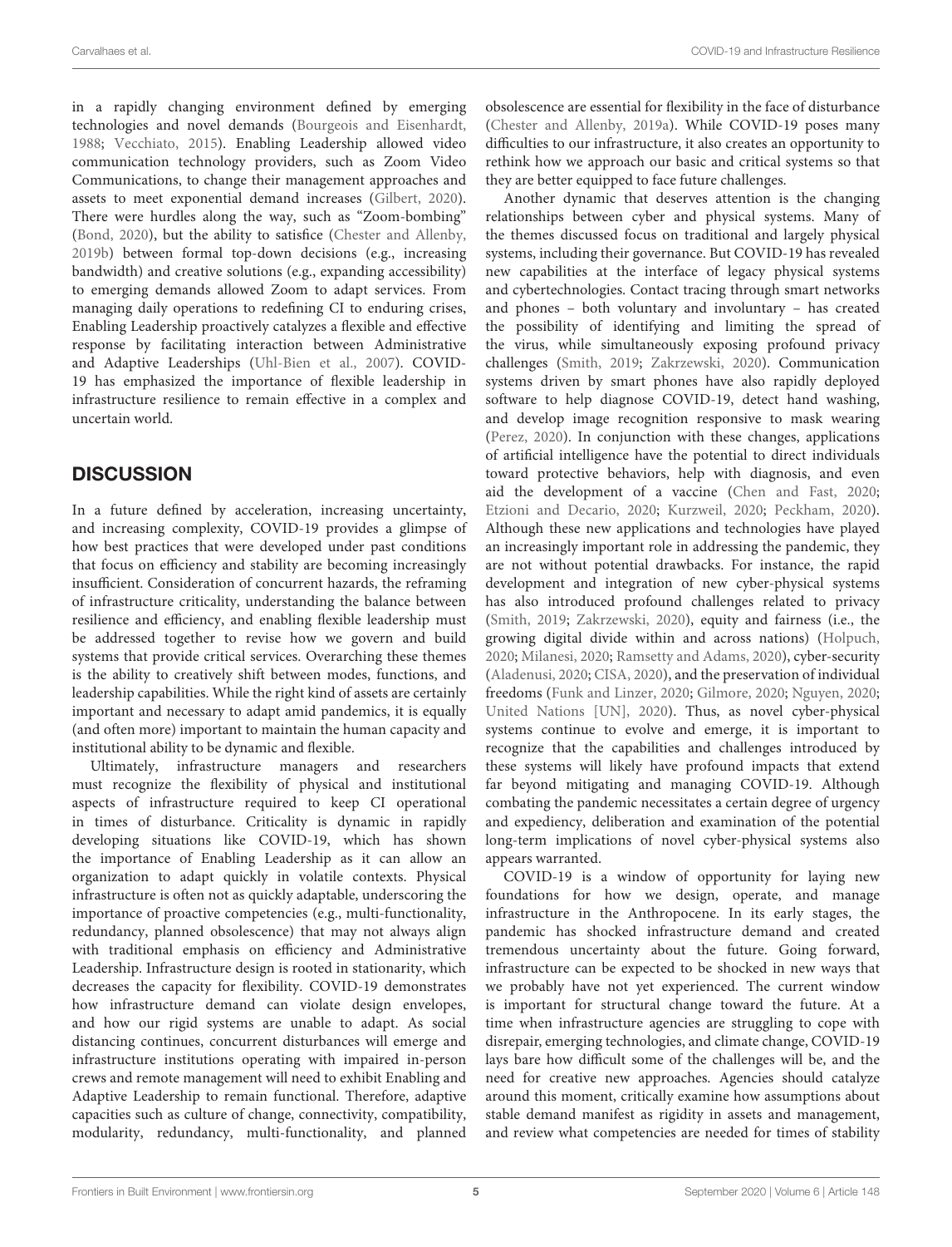in a rapidly changing environment defined by emerging technologies and novel demands (Bourgeois and Eisenhardt, 1988; Vecchiato, 2015). Enabling Leadership allowed video communication technology providers, such as Zoom Video Communications, to change their management approaches and assets to meet exponential demand increases (Gilbert, 2020). There were hurdles along the way, such as "Zoom-bombing" (Bond, 2020), but the ability to satisfice (Chester and Allenby, 2019b) between formal top-down decisions (e.g., increasing bandwidth) and creative solutions (e.g., expanding accessibility) to emerging demands allowed Zoom to adapt services. From managing daily operations to redefining CI to enduring crises, Enabling Leadership proactively catalyzes a flexible and effective response by facilitating interaction between Administrative and Adaptive Leaderships (Uhl-Bien et al., 2007). COVID-19 has emphasized the importance of flexible leadership in infrastructure resilience to remain effective in a complex and uncertain world.

## DISCUSSION

In a future defined by acceleration, increasing uncertainty, and increasing complexity, COVID-19 provides a glimpse of how best practices that were developed under past conditions that focus on efficiency and stability are becoming increasingly insufficient. Consideration of concurrent hazards, the reframing of infrastructure criticality, understanding the balance between resilience and efficiency, and enabling flexible leadership must be addressed together to revise how we govern and build systems that provide critical services. Overarching these themes is the ability to creatively shift between modes, functions, and leadership capabilities. While the right kind of assets are certainly important and necessary to adapt amid pandemics, it is equally (and often more) important to maintain the human capacity and institutional ability to be dynamic and flexible.

Ultimately, infrastructure managers and researchers must recognize the flexibility of physical and institutional aspects of infrastructure required to keep CI operational in times of disturbance. Criticality is dynamic in rapidly developing situations like COVID-19, which has shown the importance of Enabling Leadership as it can allow an organization to adapt quickly in volatile contexts. Physical infrastructure is often not as quickly adaptable, underscoring the importance of proactive competencies (e.g., multi-functionality, redundancy, planned obsolescence) that may not always align with traditional emphasis on efficiency and Administrative Leadership. Infrastructure design is rooted in stationarity, which decreases the capacity for flexibility. COVID-19 demonstrates how infrastructure demand can violate design envelopes, and how our rigid systems are unable to adapt. As social distancing continues, concurrent disturbances will emerge and infrastructure institutions operating with impaired in-person crews and remote management will need to exhibit Enabling and Adaptive Leadership to remain functional. Therefore, adaptive capacities such as culture of change, connectivity, compatibility, modularity, redundancy, multi-functionality, and planned obsolescence are essential for flexibility in the face of disturbance (Chester and Allenby, 2019a). While COVID-19 poses many difficulties to our infrastructure, it also creates an opportunity to rethink how we approach our basic and critical systems so that they are better equipped to face future challenges.

Another dynamic that deserves attention is the changing relationships between cyber and physical systems. Many of the themes discussed focus on traditional and largely physical systems, including their governance. But COVID-19 has revealed new capabilities at the interface of legacy physical systems and cybertechnologies. Contact tracing through smart networks and phones – both voluntary and involuntary – has created the possibility of identifying and limiting the spread of the virus, while simultaneously exposing profound privacy challenges (Smith, 2019; Zakrzewski, 2020). Communication systems driven by smart phones have also rapidly deployed software to help diagnose COVID-19, detect hand washing, and develop image recognition responsive to mask wearing (Perez, 2020). In conjunction with these changes, applications of artificial intelligence have the potential to direct individuals toward protective behaviors, help with diagnosis, and even aid the development of a vaccine (Chen and Fast, 2020; Etzioni and Decario, 2020; Kurzweil, 2020; Peckham, 2020). Although these new applications and technologies have played an increasingly important role in addressing the pandemic, they are not without potential drawbacks. For instance, the rapid development and integration of new cyber-physical systems has also introduced profound challenges related to privacy (Smith, 2019; Zakrzewski, 2020), equity and fairness (i.e., the growing digital divide within and across nations) (Holpuch, 2020; Milanesi, 2020; Ramsetty and Adams, 2020), cyber-security (Aladenusi, 2020; CISA, 2020), and the preservation of individual freedoms (Funk and Linzer, 2020; Gilmore, 2020; Nguyen, 2020; United Nations [UN], 2020). Thus, as novel cyber-physical systems continue to evolve and emerge, it is important to recognize that the capabilities and challenges introduced by these systems will likely have profound impacts that extend far beyond mitigating and managing COVID-19. Although combating the pandemic necessitates a certain degree of urgency and expediency, deliberation and examination of the potential long-term implications of novel cyber-physical systems also appears warranted.

COVID-19 is a window of opportunity for laying new foundations for how we design, operate, and manage infrastructure in the Anthropocene. In its early stages, the pandemic has shocked infrastructure demand and created tremendous uncertainty about the future. Going forward, infrastructure can be expected to be shocked in new ways that we probably have not yet experienced. The current window is important for structural change toward the future. At a time when infrastructure agencies are struggling to cope with disrepair, emerging technologies, and climate change, COVID-19 lays bare how difficult some of the challenges will be, and the need for creative new approaches. Agencies should catalyze around this moment, critically examine how assumptions about stable demand manifest as rigidity in assets and management, and review what competencies are needed for times of stability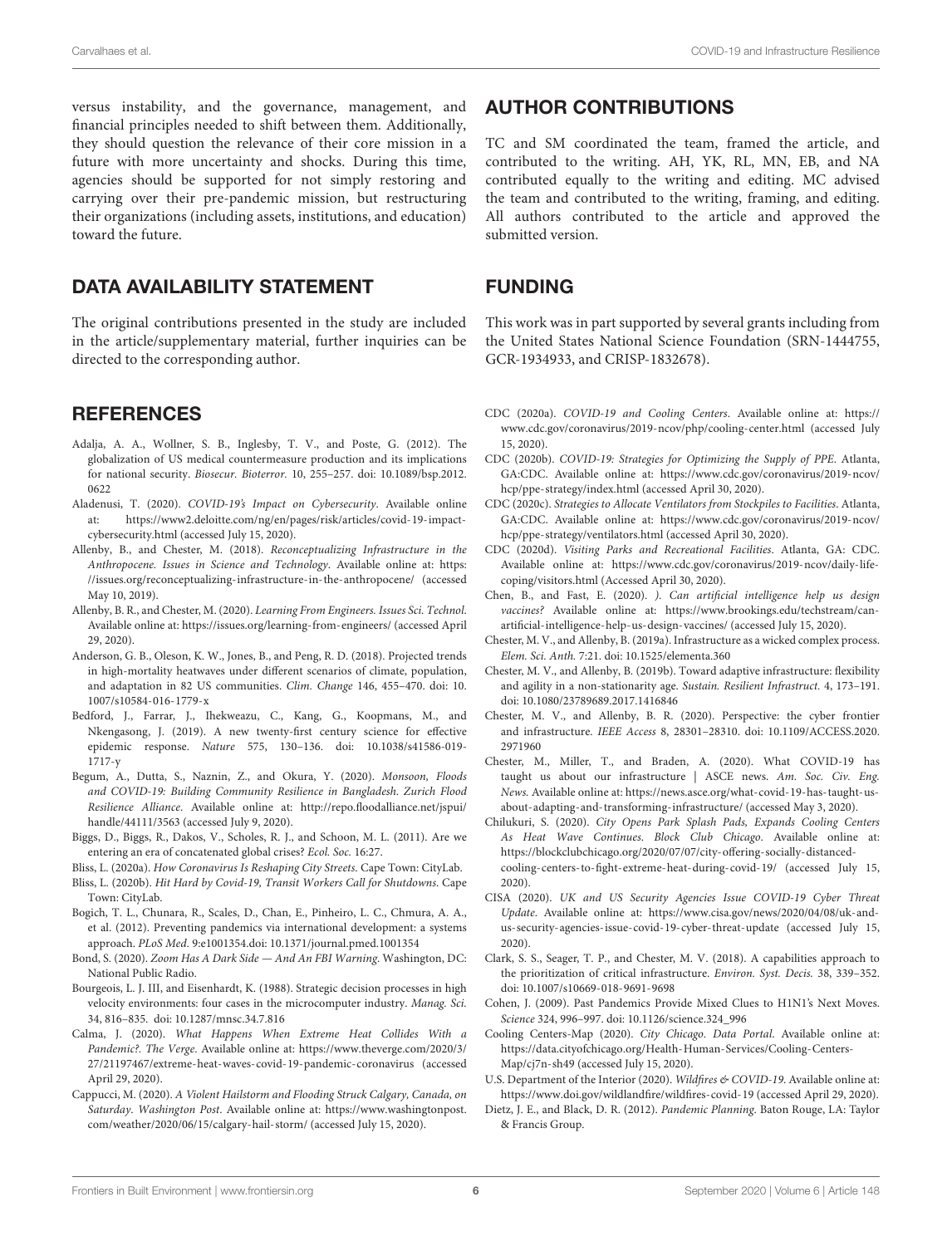versus instability, and the governance, management, and financial principles needed to shift between them. Additionally, they should question the relevance of their core mission in a future with more uncertainty and shocks. During this time, agencies should be supported for not simply restoring and carrying over their pre-pandemic mission, but restructuring their organizations (including assets, institutions, and education) toward the future.

## DATA AVAILABILITY STATEMENT

The original contributions presented in the study are included in the article/supplementary material, further inquiries can be directed to the corresponding author.

## AUTHOR CONTRIBUTIONS

TC and SM coordinated the team, framed the article, and contributed to the writing. AH, YK, RL, MN, EB, and NA contributed equally to the writing and editing. MC advised the team and contributed to the writing, framing, and editing. All authors contributed to the article and approved the submitted version.

## FUNDING

This work was in part supported by several grants including from the United States National Science Foundation (SRN-1444755, GCR-1934933, and CRISP-1832678).

## REFERENCES

Adalja, A. A., Wollner, S. B., Inglesby, T. V., and Poste, G. (2012). The globalization of US medical countermeasure production and its implications for national security. *Biosecur. Bioterror.* 10, 255–257. doi: 10.1089/bsp.2012.0622

Aladenusi, T. (2020). *COVID-19's Impact on Cybersecurity*. Available online at: https://www2.deloitte.com/ng/en/pages/risk/articles/covid-19-impact-cybersecurity.html (accessed July 15, 2020).

Allenby, B., and Chester, M. (2018). *Reconceptualizing Infrastructure in the Anthropocene. Issues in Science and Technology*. Available online at: https://issues.org/reconceptualizing-infrastructure-in-the-anthropocene/ (accessed May 10, 2019).

Allenby, B. R., and Chester, M. (2020). *Learning From Engineers. Issues Sci. Technol*. Available online at: https://issues.org/learning-from-engineers/ (accessed April 29, 2020).

Anderson, G. B., Oleson, K. W., Jones, B., and Peng, R. D. (2018). Projected trends in high-mortality heatwaves under different scenarios of climate, population, and adaptation in 82 US communities. *Clim. Change* 146, 455–470. doi: 10.1007/s10584-016-1779-x

Bedford, J., Farrar, J., Ihekweazu, C., Kang, G., Koopmans, M., and Nkengasong, J. (2019). A new twenty-first century science for effective epidemic response. *Nature* 575, 130–136. doi: 10.1038/s41586-019-1717-y

Begum, A., Dutta, S., Naznin, Z., and Okura, Y. (2020). *Monsoon, Floods and COVID-19: Building Community Resilience in Bangladesh. Zurich Flood Resilience Alliance*. Available online at: http://repo.floodalliance.net/jspui/handle/44111/3563 (accessed July 9, 2020).

Biggs, D., Biggs, R., Dakos, V., Scholes, R. J., and Schoon, M. L. (2011). Are we entering an era of concatenated global crises? *Ecol. Soc.* 16:27.

Bliss, L. (2020a). *How Coronavirus Is Reshaping City Streets*. Cape Town: CityLab.

Bliss, L. (2020b). *Hit Hard by Covid-19, Transit Workers Call for Shutdowns*. Cape Town: CityLab.

Bogich, T. L., Chunara, R., Scales, D., Chan, E., Pinheiro, L. C., Chmura, A. A., et al. (2012). Preventing pandemics via international development: a systems approach. *PLoS Med.* 9:e1001354.doi: 10.1371/journal.pmed.1001354

Bond, S. (2020). *Zoom Has A Dark Side — And An FBI Warning*. Washington, DC: National Public Radio.

Bourgeois, L. J. III, and Eisenhardt, K. (1988). Strategic decision processes in high velocity environments: four cases in the microcomputer industry. *Manag. Sci.* 34, 816–835. doi: 10.1287/mnsc.34.7.816

Calma, J. (2020). *What Happens When Extreme Heat Collides With a Pandemic?. The Verge*. Available online at: https://www.theverge.com/2020/3/27/21197467/extreme-heat-waves-covid-19-pandemic-coronavirus (accessed April 29, 2020).

Cappucci, M. (2020). *A Violent Hailstorm and Flooding Struck Calgary, Canada, on Saturday. Washington Post*. Available online at: https://www.washingtonpost.com/weather/2020/06/15/calgary-hail-storm/ (accessed July 15, 2020).

CDC (2020a). *COVID-19 and Cooling Centers*. Available online at: https://www.cdc.gov/coronavirus/2019-ncov/php/cooling-center.html (accessed July 15, 2020).

CDC (2020b). *COVID-19: Strategies for Optimizing the Supply of PPE*. Atlanta, GA:CDC. Available online at: https://www.cdc.gov/coronavirus/2019-ncov/hcp/ppe-strategy/index.html (accessed April 30, 2020).

CDC (2020c). *Strategies to Allocate Ventilators from Stockpiles to Facilities*. Atlanta, GA:CDC. Available online at: https://www.cdc.gov/coronavirus/2019-ncov/hcp/ppe-strategy/ventilators.html (accessed April 30, 2020).

CDC (2020d). *Visiting Parks and Recreational Facilities*. Atlanta, GA: CDC. Available online at: https://www.cdc.gov/coronavirus/2019-ncov/daily-life-coping/visitors.html (Accessed April 30, 2020).

Chen, B., and Fast, E. (2020). *). Can artificial intelligence help us design vaccines?* Available online at: https://www.brookings.edu/techstream/can-artificial-intelligence-help-us-design-vaccines/ (accessed July 15, 2020).

Chester, M. V., and Allenby, B. (2019a). Infrastructure as a wicked complex process. *Elem. Sci. Anth.* 7:21. doi: 10.1525/elementa.360

Chester, M. V., and Allenby, B. (2019b). Toward adaptive infrastructure: flexibility and agility in a non-stationarity age. *Sustain. Resilient Infrastruct.* 4, 173–191. doi: 10.1080/23789689.2017.1416846

Chester, M. V., and Allenby, B. R. (2020). Perspective: the cyber frontier and infrastructure. *IEEE Access* 8, 28301–28310. doi: 10.1109/ACCESS.2020.2971960

Chester, M., Miller, T., and Braden, A. (2020). What COVID-19 has taught us about our infrastructure | ASCE news. *Am. Soc. Civ. Eng. News*. Available online at: https://news.asce.org/what-covid-19-has-taught-us-about-adapting-and-transforming-infrastructure/ (accessed May 3, 2020).

Chilukuri, S. (2020). *City Opens Park Splash Pads, Expands Cooling Centers As Heat Wave Continues. Block Club Chicago*. Available online at: https://blockclubchicago.org/2020/07/07/city-offering-socially-distanced-cooling-centers-to-fight-extreme-heat-during-covid-19/ (accessed July 15, 2020).

CISA (2020). *UK and US Security Agencies Issue COVID-19 Cyber Threat Update*. Available online at: https://www.cisa.gov/news/2020/04/08/uk-and-us-security-agencies-issue-covid-19-cyber-threat-update (accessed July 15, 2020).

Clark, S. S., Seager, T. P., and Chester, M. V. (2018). A capabilities approach to the prioritization of critical infrastructure. *Environ. Syst. Decis.* 38, 339–352. doi: 10.1007/s10669-018-9691-9698

Cohen, J. (2009). Past Pandemics Provide Mixed Clues to H1N1's Next Moves. *Science* 324, 996–997. doi: 10.1126/science.324_996

Cooling Centers-Map (2020). *City Chicago. Data Portal*. Available online at: https://data.cityofchicago.org/Health-Human-Services/Cooling-Centers-Map/cj7n-sh49 (accessed July 15, 2020).

U.S. Department of the Interior (2020). *Wildfires & COVID-19*. Available online at: https://www.doi.gov/wildlandfire/wildfires-covid-19 (accessed April 29, 2020).

Dietz, J. E., and Black, D. R. (2012). *Pandemic Planning*. Baton Rouge, LA: Taylor & Francis Group.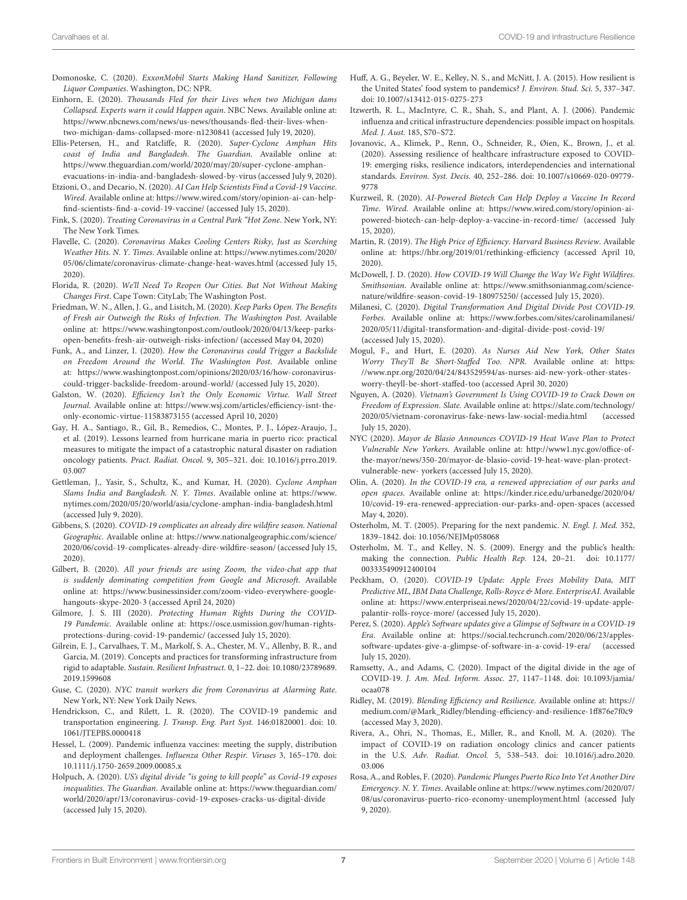Domonoske, C. (2020). *ExxonMobil Starts Making Hand Sanitizer, Following Liquor Companies*. Washington, DC: NPR.

Einhorn, E. (2020). *Thousands Fled for their Lives when two Michigan dams Collapsed. Experts warn it could Happen again*. NBC News. Available online at: https://www.nbcnews.com/news/us-news/thousands-fled-their-lives-when-two-michigan-dams-collapsed-more-n1230841 (accessed July 19, 2020).

Ellis-Petersen, H., and Ratcliffe, R. (2020). *Super-Cyclone Amphan Hits coast of India and Bangladesh. The Guardian*. Available online at: https://www.theguardian.com/world/2020/may/20/super-cyclone-amphan-evacuations-in-india-and-bangladesh-slowed-by-virus (accessed July 9, 2020).

Etzioni, O., and Decario, N. (2020). *AI Can Help Scientists Find a Covid-19 Vaccine. Wired*. Available online at: https://www.wired.com/story/opinion-ai-can-help-find-scientists-find-a-covid-19-vaccine/ (accessed July 15, 2020).

Fink, S. (2020). *Treating Coronavirus in a Central Park "Hot Zone*. New York, NY: The New York Times.

Flavelle, C. (2020). *Coronavirus Makes Cooling Centers Risky, Just as Scorching Weather Hits. N. Y. Times*. Available online at: https://www.nytimes.com/2020/05/06/climate/coronavirus-climate-change-heat-waves.html (accessed July 15, 2020).

Florida, R. (2020). *We'll Need To Reopen Our Cities. But Not Without Making Changes First*. Cape Town: CityLab; The Washington Post.

Friedman, W. N., Allen, J. G., and Lisitch, M. (2020). *Keep Parks Open. The Benefits of Fresh air Outweigh the Risks of Infection. The Washington Post*. Available online at: https://www.washingtonpost.com/outlook/2020/04/13/keep-parks-open-benefits-fresh-air-outweigh-risks-infection/ (accessed May 04, 2020).

Funk, A., and Linzer, I. (2020). *How the Coronavirus could Trigger a Backslide on Freedom Around the World. The Washington Post*. Available online at: https://www.washingtonpost.com/opinions/2020/03/16/how-coronavirus-could-trigger-backslide-freedom-around-world/ (accessed July 15, 2020).

Galston, W. (2020). *Efficiency Isn't the Only Economic Virtue. Wall Street Journal*. Available online at: https://www.wsj.com/articles/efficiency-isnt-the-only-economic-virtue-11583873155 (accessed April 10, 2020)

Gay, H. A., Santiago, R., Gil, B., Remedios, C., Montes, P. J., López-Araujo, J., et al. (2019). Lessons learned from hurricane maria in puerto rico: practical measures to mitigate the impact of a catastrophic natural disaster on radiation oncology patients. *Pract. Radiat. Oncol.* 9, 305–321. doi: 10.1016/j.prro.2019.03.007

Gettleman, J., Yasir, S., Schultz, K., and Kumar, H. (2020). *Cyclone Amphan Slams India and Bangladesh. N. Y. Times*. Available online at: https://www.nytimes.com/2020/05/20/world/asia/cyclone-amphan-india-bangladesh.html (accessed July 9, 2020).

Gibbens, S. (2020). *COVID-19 complicates an already dire wildfire season. National Geographic*. Available online at: https://www.nationalgeographic.com/science/2020/06/covid-19-complicates-already-dire-wildfire-season/ (accessed July 15, 2020).

Gilbert, B. (2020). *All your friends are using Zoom, the video-chat app that is suddenly dominating competition from Google and Microsoft*. Available online at: https://www.businessinsider.com/zoom-video-everywhere-google-hangouts-skype-2020-3 (accessed April 24, 2020)

Gilmore, J. S. III (2020). *Protecting Human Rights During the COVID-19 Pandemic*. Available online at: https://osce.usmission.gov/human-rights-protections-during-covid-19-pandemic/ (accessed July 15, 2020).

Gilrein, E. J., Carvalhaes, T. M., Markolf, S. A., Chester, M. V., Allenby, B. R., and Garcia, M. (2019). Concepts and practices for transforming infrastructure from rigid to adaptable. *Sustain. Resilient Infrastruct.* 0, 1–22. doi: 10.1080/23789689.2019.1599608

Guse, C. (2020). *NYC transit workers die from Coronavirus at Alarming Rate*. New York, NY: New York Daily News.

Hendrickson, C., and Rilett, L. R. (2020). The COVID-19 pandemic and transportation engineering. *J. Transp. Eng. Part Syst.* 146:01820001. doi: 10.1061/JTEPBS.0000418

Hessel, L. (2009). Pandemic influenza vaccines: meeting the supply, distribution and deployment challenges. *Influenza Other Respir. Viruses* 3, 165–170. doi: 10.1111/j.1750-2659.2009.00085.x

Holpuch, A. (2020). *US's digital divide "is going to kill people" as Covid-19 exposes inequalities. The Guardian*. Available online at: https://www.theguardian.com/world/2020/apr/13/coronavirus-covid-19-exposes-cracks-us-digital-divide (accessed July 15, 2020).

Huff, A. G., Beyeler, W. E., Kelley, N. S., and McNitt, J. A. (2015). How resilient is the United States' food system to pandemics? *J. Environ. Stud. Sci.* 5, 337–347. doi: 10.1007/s13412-015-0275-273

Itzwerth, R. L., MacIntyre, C. R., Shah, S., and Plant, A. J. (2006). Pandemic influenza and critical infrastructure dependencies: possible impact on hospitals. *Med. J. Aust.* 185, S70–S72.

Jovanovic, A., Klimek, P., Renn, O., Schneider, R., Øien, K., Brown, J., et al. (2020). Assessing resilience of healthcare infrastructure exposed to COVID-19: emerging risks, resilience indicators, interdependencies and international standards. *Environ. Syst. Decis.* 40, 252–286. doi: 10.1007/s10669-020-09779-9778

Kurzweil, R. (2020). *AI-Powered Biotech Can Help Deploy a Vaccine In Record Time. Wired*. Available online at: https://www.wired.com/story/opinion-ai-powered-biotech-can-help-deploy-a-vaccine-in-record-time/ (accessed July 15, 2020).

Martin, R. (2019). *The High Price of Efficiency. Harvard Business Review*. Available online at: https://hbr.org/2019/01/rethinking-efficiency (accessed April 10, 2020).

McDowell, J. D. (2020). *How COVID-19 Will Change the Way We Fight Wildfires. Smithsonian*. Available online at: https://www.smithsonianmag.com/science-nature/wildfire-season-covid-19-180975250/ (accessed July 15, 2020).

Milanesi, C. (2020). *Digital Transformation And Digital Divide Post COVID-19. Forbes*. Available online at: https://www.forbes.com/sites/carolinamilanesi/2020/05/11/digital-transformation-and-digital-divide-post-covid-19/ (accessed July 15, 2020).

Mogul, F., and Hurt, E. (2020). *As Nurses Aid New York, Other States Worry They'll Be Short-Staffed Too. NPR*. Available online at: https://www.npr.org/2020/04/24/843529594/as-nurses-aid-new-york-other-states-worry-theyll-be-short-staffed-too (accessed April 30, 2020)

Nguyen, A. (2020). *Vietnam's Government Is Using COVID-19 to Crack Down on Freedom of Expression. Slate*. Available online at: https://slate.com/technology/2020/05/vietnam-coronavirus-fake-news-law-social-media.html (accessed July 15, 2020).

NYC (2020). *Mayor de Blasio Announces COVID-19 Heat Wave Plan to Protect Vulnerable New Yorkers*. Available online at: http://www1.nyc.gov/office-of-the-mayor/news/350-20/mayor-de-blasio-covid-19-heat-wave-plan-protect-vulnerable-new- yorkers (accessed July 15, 2020).

Olin, A. (2020). *In the COVID-19 era, a renewed appreciation of our parks and open spaces*. Available online at: https://kinder.rice.edu/urbanedge/2020/04/10/covid-19-era-renewed-appreciation-our-parks-and-open-spaces (accessed May 4, 2020).

Osterholm, M. T. (2005). Preparing for the next pandemic. *N. Engl. J. Med.* 352, 1839–1842. doi: 10.1056/NEJMp058068

Osterholm, M. T., and Kelley, N. S. (2009). Energy and the public's health: making the connection. *Public Health Rep.* 124, 20–21. doi: 10.1177/003335490912400104

Peckham, O. (2020). *COVID-19 Update: Apple Frees Mobility Data, MIT Predictive ML, IBM Data Challenge, Rolls-Royce & More. EnterpriseAI*. Available online at: https://www.enterpriseai.news/2020/04/22/covid-19-update-apple-palantir-rolls-royce-more/ (accessed July 15, 2020).

Perez, S. (2020). *Apple's Software updates give a Glimpse of Software in a COVID-19 Era*. Available online at: https://social.techcrunch.com/2020/06/23/apples-software-updates-give-a-glimpse-of-software-in-a-covid-19-era/ (accessed July 15, 2020).

Ramsetty, A., and Adams, C. (2020). Impact of the digital divide in the age of COVID-19. *J. Am. Med. Inform. Assoc.* 27, 1147–1148. doi: 10.1093/jamia/ocaa078

Ridley, M. (2019). *Blending Efficiency and Resilience*. Available online at: https://medium.com/@Mark_Ridley/blending-efficiency-and-resilience-1ff876e7f0c9 (accessed May 3, 2020).

Rivera, A., Ohri, N., Thomas, E., Miller, R., and Knoll, M. A. (2020). The impact of COVID-19 on radiation oncology clinics and cancer patients in the U.S. *Adv. Radiat. Oncol.* 5, 538–543. doi: 10.1016/j.adro.2020.03.006

Rosa, A., and Robles, F. (2020). *Pandemic Plunges Puerto Rico Into Yet Another Dire Emergency. N. Y. Times*. Available online at: https://www.nytimes.com/2020/07/08/us/coronavirus-puerto-rico-economy-unemployment.html (accessed July 9, 2020).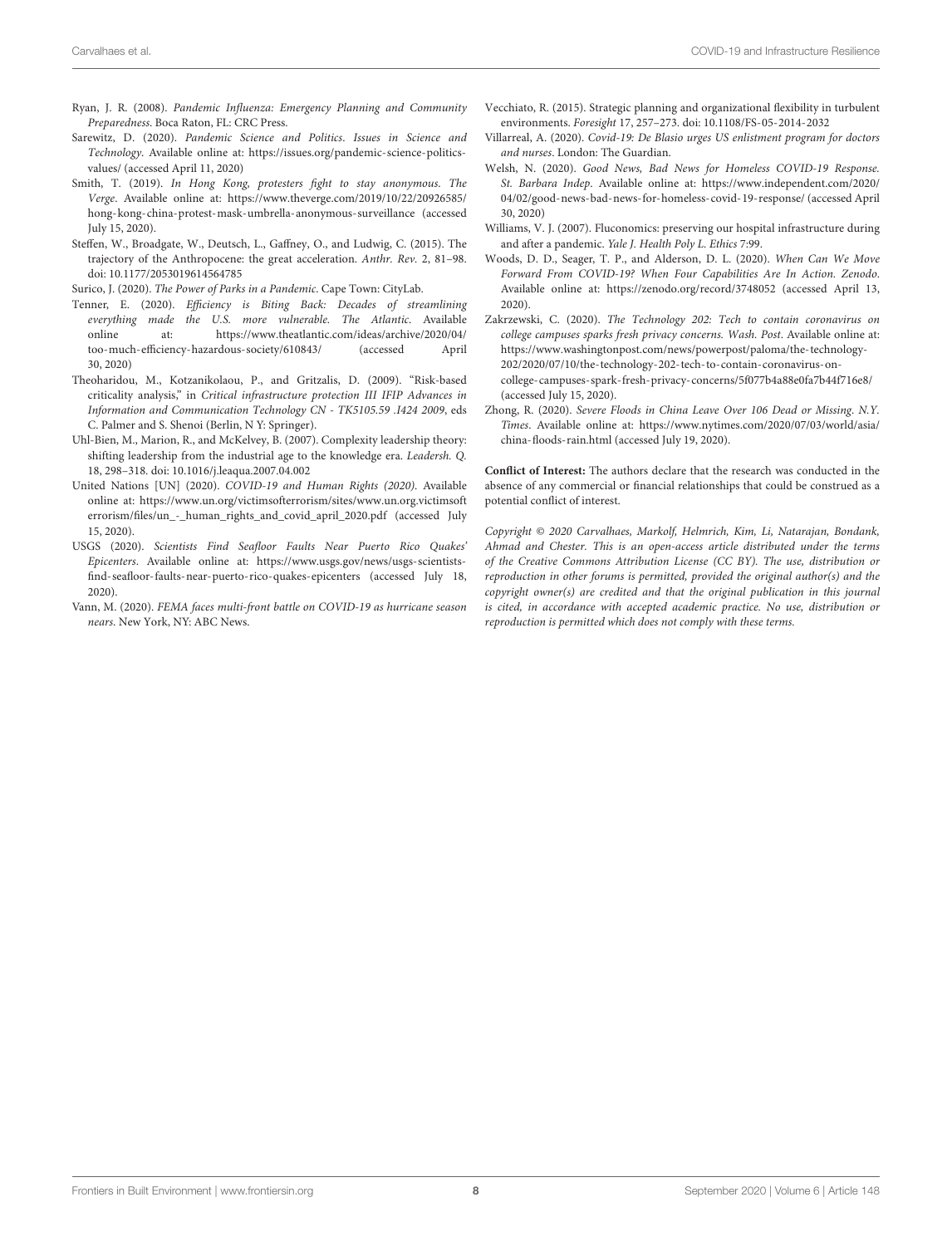Ryan, J. R. (2008). *Pandemic Influenza: Emergency Planning and Community Preparedness*. Boca Raton, FL: CRC Press.

Sarewitz, D. (2020). *Pandemic Science and Politics. Issues in Science and Technology*. Available online at: https://issues.org/pandemic-science-politics-values/ (accessed April 11, 2020)

Smith, T. (2019). *In Hong Kong, protesters fight to stay anonymous. The Verge*. Available online at: https://www.theverge.com/2019/10/22/20926585/hong-kong-china-protest-mask-umbrella-anonymous-surveillance (accessed July 15, 2020).

Steffen, W., Broadgate, W., Deutsch, L., Gaffney, O., and Ludwig, C. (2015). The trajectory of the Anthropocene: the great acceleration. *Anthr. Rev.* 2, 81–98. doi: 10.1177/2053019614564785

Surico, J. (2020). *The Power of Parks in a Pandemic*. Cape Town: CityLab.

Tenner, E. (2020). *Efficiency is Biting Back: Decades of streamlining everything made the U.S. more vulnerable. The Atlantic*. Available online at: https://www.theatlantic.com/ideas/archive/2020/04/too-much-efficiency-hazardous-society/610843/ (accessed April 30, 2020)

Theoharidou, M., Kotzanikolaou, P., and Gritzalis, D. (2009). "Risk-based criticality analysis," in *Critical infrastructure protection III IFIP Advances in Information and Communication Technology CN - TK5105.59 .I424 2009*, eds C. Palmer and S. Shenoi (Berlin, N Y: Springer).

Uhl-Bien, M., Marion, R., and McKelvey, B. (2007). Complexity leadership theory: shifting leadership from the industrial age to the knowledge era. *Leadersh. Q.* 18, 298–318. doi: 10.1016/j.leaqua.2007.04.002

United Nations [UN] (2020). *COVID-19 and Human Rights (2020)*. Available online at: https://www.un.org/victimsofterrorism/sites/www.un.org.victimsofterrorism/files/un_-_human_rights_and_covid_april_2020.pdf (accessed July 15, 2020).

USGS (2020). *Scientists Find Seafloor Faults Near Puerto Rico Quakes' Epicenters*. Available online at: https://www.usgs.gov/news/usgs-scientists-find-seafloor-faults-near-puerto-rico-quakes-epicenters (accessed July 18, 2020).

Vann, M. (2020). *FEMA faces multi-front battle on COVID-19 as hurricane season nears*. New York, NY: ABC News.

Vecchiato, R. (2015). Strategic planning and organizational flexibility in turbulent environments. *Foresight* 17, 257–273. doi: 10.1108/FS-05-2014-2032

Villarreal, A. (2020). *Covid-19: De Blasio urges US enlistment program for doctors and nurses*. London: The Guardian.

Welsh, N. (2020). *Good News, Bad News for Homeless COVID-19 Response. St. Barbara Indep*. Available online at: https://www.independent.com/2020/04/02/good-news-bad-news-for-homeless-covid-19-response/ (accessed April 30, 2020)

Williams, V. J. (2007). Fluconomics: preserving our hospital infrastructure during and after a pandemic. *Yale J. Health Poly L. Ethics* 7:99.

Woods, D. D., Seager, T. P., and Alderson, D. L. (2020). *When Can We Move Forward From COVID-19? When Four Capabilities Are In Action. Zenodo*. Available online at: https://zenodo.org/record/3748052 (accessed April 13, 2020).

Zakrzewski, C. (2020). *The Technology 202: Tech to contain coronavirus on college campuses sparks fresh privacy concerns. Wash. Post*. Available online at: https://www.washingtonpost.com/news/powerpost/paloma/the-technology-202/2020/07/10/the-technology-202-tech-to-contain-coronavirus-on-college-campuses-spark-fresh-privacy-concerns/5f077b4a88e0fa7b44f716e8/ (accessed July 15, 2020).

Zhong, R. (2020). *Severe Floods in China Leave Over 106 Dead or Missing. N.Y. Times*. Available online at: https://www.nytimes.com/2020/07/03/world/asia/china-floods-rain.html (accessed July 19, 2020).

**Conflict of Interest:** The authors declare that the research was conducted in the absence of any commercial or financial relationships that could be construed as a potential conflict of interest.

*Copyright © 2020 Carvalhaes, Markolf, Helmrich, Kim, Li, Natarajan, Bondank, Ahmad and Chester. This is an open-access article distributed under the terms of the Creative Commons Attribution License (CC BY). The use, distribution or reproduction in other forums is permitted, provided the original author(s) and the copyright owner(s) are credited and that the original publication in this journal is cited, in accordance with accepted academic practice. No use, distribution or reproduction is permitted which does not comply with these terms.*